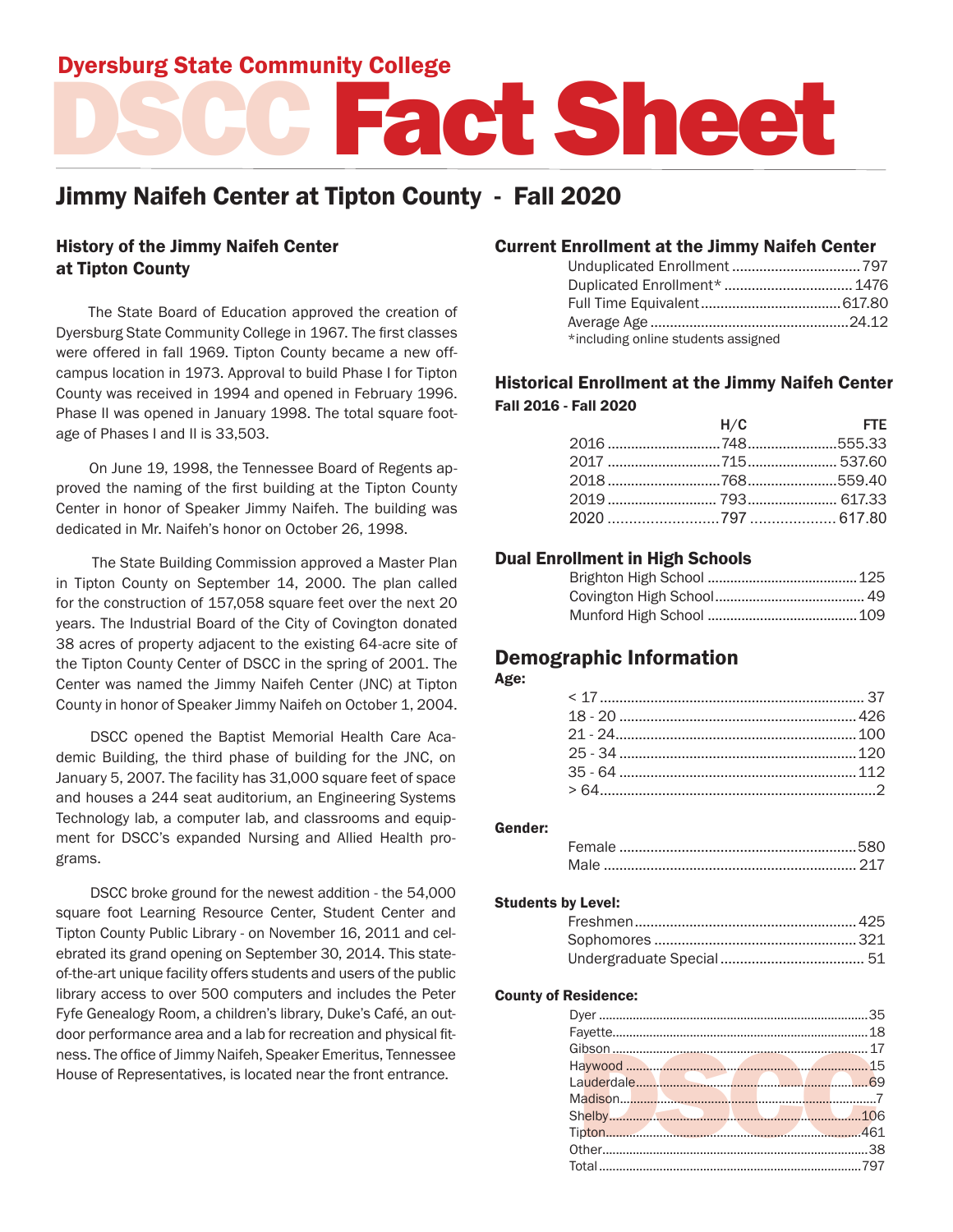Dyersburg State Community College

# DSCC Fact Sheet

## Jimmy Naifeh Center at Tipton County - Fall 2020

### History of the Jimmy Naifeh Center at Tipton County

The State Board of Education approved the creation of Dyersburg State Community College in 1967. The first classes were offered in fall 1969. Tipton County became a new off-campus location in 1973. Approval to build Phase I for Tipton County was received in 1994 and opened in February 1996. Phase II was opened in January 1998. The total square footage of Phases I and II is 33,503.

On June 19, 1998, the Tennessee Board of Regents approved the naming of the first building at the Tipton County Center in honor of Speaker Jimmy Naifeh. The building was dedicated in Mr. Naifeh's honor on October 26, 1998.

The State Building Commission approved a Master Plan in Tipton County on September 14, 2000. The plan called for the construction of 157,058 square feet over the next 20 years. The Industrial Board of the City of Covington donated 38 acres of property adjacent to the existing 64-acre site of the Tipton County Center of DSCC in the spring of 2001. The Center was named the Jimmy Naifeh Center (JNC) at Tipton County in honor of Speaker Jimmy Naifeh on October 1, 2004.

DSCC opened the Baptist Memorial Health Care Academic Building, the third phase of building for the JNC, on January 5, 2007. The facility has 31,000 square feet of space and houses a 244 seat auditorium, an Engineering Systems Technology lab, a computer lab, and classrooms and equipment for DSCC's expanded Nursing and Allied Health programs.

DSCC broke ground for the newest addition - the 54,000 square foot Learning Resource Center, Student Center and Tipton County Public Library - on November 16, 2011 and celebrated its grand opening on September 30, 2014. This state-of-the-art unique facility offers students and users of the public library access to over 500 computers and includes the Peter Fyfe Genealogy Room, a children's library, Duke's Café, an outdoor performance area and a lab for recreation and physical fitness. The office of Jimmy Naifeh, Speaker Emeritus, Tennessee House of Representatives, is located near the front entrance.

### Current Enrollment at the Jimmy Naifeh Center

| | |
|---|---|
| Unduplicated Enrollment | 797 |
| Duplicated Enrollment* | 1476 |
| Full Time Equivalent | 617.80 |
| Average Age | 24.12 |

*including online students assigned

### Historical Enrollment at the Jimmy Naifeh Center

**Fall 2016 - Fall 2020**

| | H/C | FTE |
|---|---|---|
| 2016 | 748 | 555.33 |
| 2017 | 715 | 537.60 |
| 2018 | 768 | 559.40 |
| 2019 | 793 | 617.33 |
| 2020 | 797 | 617.80 |

### Dual Enrollment in High Schools

| | |
|---|---|
| Brighton High School | 125 |
| Covington High School | 49 |
| Munford High School | 109 |

## Demographic Information

**Age:**

| | |
|---|---|
| < 17 | 37 |
| 18 - 20 | 426 |
| 21 - 24 | 100 |
| 25 - 34 | 120 |
| 35 - 64 | 112 |
| > 64 | 2 |

**Gender:**

| | |
|---|---|
| Female | 580 |
| Male | 217 |

**Students by Level:**

| | |
|---|---|
| Freshmen | 425 |
| Sophomores | 321 |
| Undergraduate Special | 51 |

**County of Residence:**

| | |
|---|---|
| Dyer | 35 |
| Fayette | 18 |
| Gibson | 17 |
| Haywood | 15 |
| Lauderdale | 69 |
| Madison | 7 |
| Shelby | 106 |
| Tipton | 461 |
| Other | 38 |
| Total | 797 |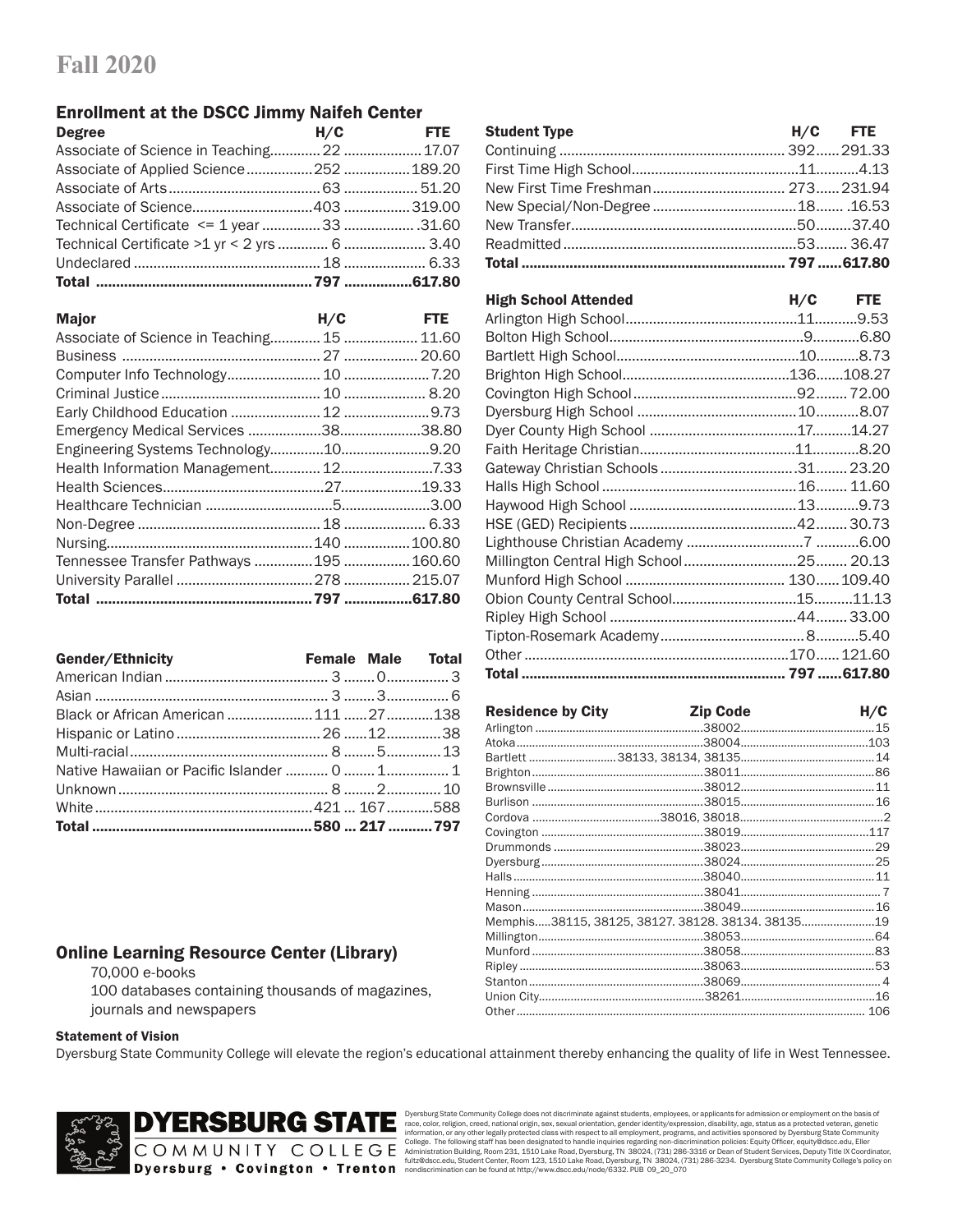# Fall 2020

## Enrollment at the DSCC Jimmy Naifeh Center

| Degree | H/C | FTE |
|---|---|---|
| Associate of Science in Teaching | 22 | 17.07 |
| Associate of Applied Science | 252 | 189.20 |
| Associate of Arts | 63 | 51.20 |
| Associate of Science | 403 | 319.00 |
| Technical Certificate <= 1 year | 33 | .31.60 |
| Technical Certificate >1 yr < 2 yrs | 6 | 3.40 |
| Undeclared | 18 | 6.33 |
| **Total** | **797** | **617.80** |

| Major | H/C | FTE |
|---|---|---|
| Associate of Science in Teaching | 15 | 11.60 |
| Business | 27 | 20.60 |
| Computer Info Technology | 10 | 7.20 |
| Criminal Justice | 10 | 8.20 |
| Early Childhood Education | 12 | 9.73 |
| Emergency Medical Services | 38 | 38.80 |
| Engineering Systems Technology | 10 | 9.20 |
| Health Information Management | 12 | 7.33 |
| Health Sciences | 27 | 19.33 |
| Healthcare Technician | 5 | 3.00 |
| Non-Degree | 18 | 6.33 |
| Nursing | 140 | 100.80 |
| Tennessee Transfer Pathways | 195 | 160.60 |
| University Parallel | 278 | 215.07 |
| **Total** | **797** | **617.80** |

| Gender/Ethnicity | Female | Male | Total |
|---|---|---|---|
| American Indian | 3 | 0 | 3 |
| Asian | 3 | 3 | 6 |
| Black or African American | 111 | 27 | 138 |
| Hispanic or Latino | 26 | 12 | 38 |
| Multi-racial | 8 | 5 | 13 |
| Native Hawaiian or Pacific Islander | 0 | 1 | 1 |
| Unknown | 8 | 2 | 10 |
| White | 421 | 167 | 588 |
| **Total** | **580** | **217** | **797** |

| Student Type | H/C | FTE |
|---|---|---|
| Continuing | 392 | 291.33 |
| First Time High School | 11 | 4.13 |
| New First Time Freshman | 273 | 231.94 |
| New Special/Non-Degree | 18 | .16.53 |
| New Transfer | 50 | 37.40 |
| Readmitted | 53 | 36.47 |
| **Total** | **797** | **617.80** |

| High School Attended | H/C | FTE |
|---|---|---|
| Arlington High School | 11 | 9.53 |
| Bolton High School | 9 | 6.80 |
| Bartlett High School | 10 | 8.73 |
| Brighton High School | 136 | 108.27 |
| Covington High School | 92 | 72.00 |
| Dyersburg High School | 10 | 8.07 |
| Dyer County High School | 17 | 14.27 |
| Faith Heritage Christian | 11 | 8.20 |
| Gateway Christian Schools | 31 | 23.20 |
| Halls High School | 16 | 11.60 |
| Haywood High School | 13 | 9.73 |
| HSE (GED) Recipients | 42 | 30.73 |
| Lighthouse Christian Academy | 7 | 6.00 |
| Millington Central High School | 25 | 20.13 |
| Munford High School | 130 | 109.40 |
| Obion County Central School | 15 | 11.13 |
| Ripley High School | 44 | 33.00 |
| Tipton-Rosemark Academy | 8 | 5.40 |
| Other | 170 | 121.60 |
| **Total** | **797** | **617.80** |

| Residence by City | Zip Code | H/C |
|---|---|---|
| Arlington | 38002 | 15 |
| Atoka | 38004 | 103 |
| Bartlett | 38133, 38134, 38135 | 14 |
| Brighton | 38011 | 86 |
| Brownsville | 38012 | 11 |
| Burlison | 38015 | 16 |
| Cordova | 38016, 38018 | 2 |
| Covington | 38019 | 117 |
| Drummonds | 38023 | 29 |
| Dyersburg | 38024 | 25 |
| Halls | 38040 | 11 |
| Henning | 38041 | 7 |
| Mason | 38049 | 16 |
| Memphis | 38115, 38125, 38127. 38128. 38134. 38135 | 19 |
| Millington | 38053 | 64 |
| Munford | 38058 | 83 |
| Ripley | 38063 | 53 |
| Stanton | 38069 | 4 |
| Union City | 38261 | 16 |
| Other | | 106 |

## Online Learning Resource Center (Library)

70,000 e-books
100 databases containing thousands of magazines, journals and newspapers

#### Statement of Vision

Dyersburg State Community College will elevate the region's educational attainment thereby enhancing the quality of life in West Tennessee.

**DYERSBURG STATE**
COMMUNITY COLLEGE
Dyersburg • Covington • Trenton

Dyersburg State Community College does not discriminate against students, employees, or applicants for admission or employment on the basis of race, color, religion, creed, national origin, sex, sexual orientation, gender identity/expression, disability, age, status as a protected veteran, genetic information, or any other legally protected class with respect to all employment, programs, and activities sponsored by Dyersburg State Community College. The following staff has been designated to handle inquiries regarding non-discrimination policies: Equity Officer, equity@dscc.edu, Eller Administration Building, Room 231, 1510 Lake Road, Dyersburg, TN 38024, (731) 286-3316 or Dean of Student Services, Deputy Title IX Coordinator, fultz@dscc.edu, Student Center, Room 123, 1510 Lake Road, Dyersburg, TN 38024, (731) 286-3234. Dyersburg State Community College's policy on nondiscrimination can be found at http://www.dscc.edu/node/6332. PUB 09_20_070